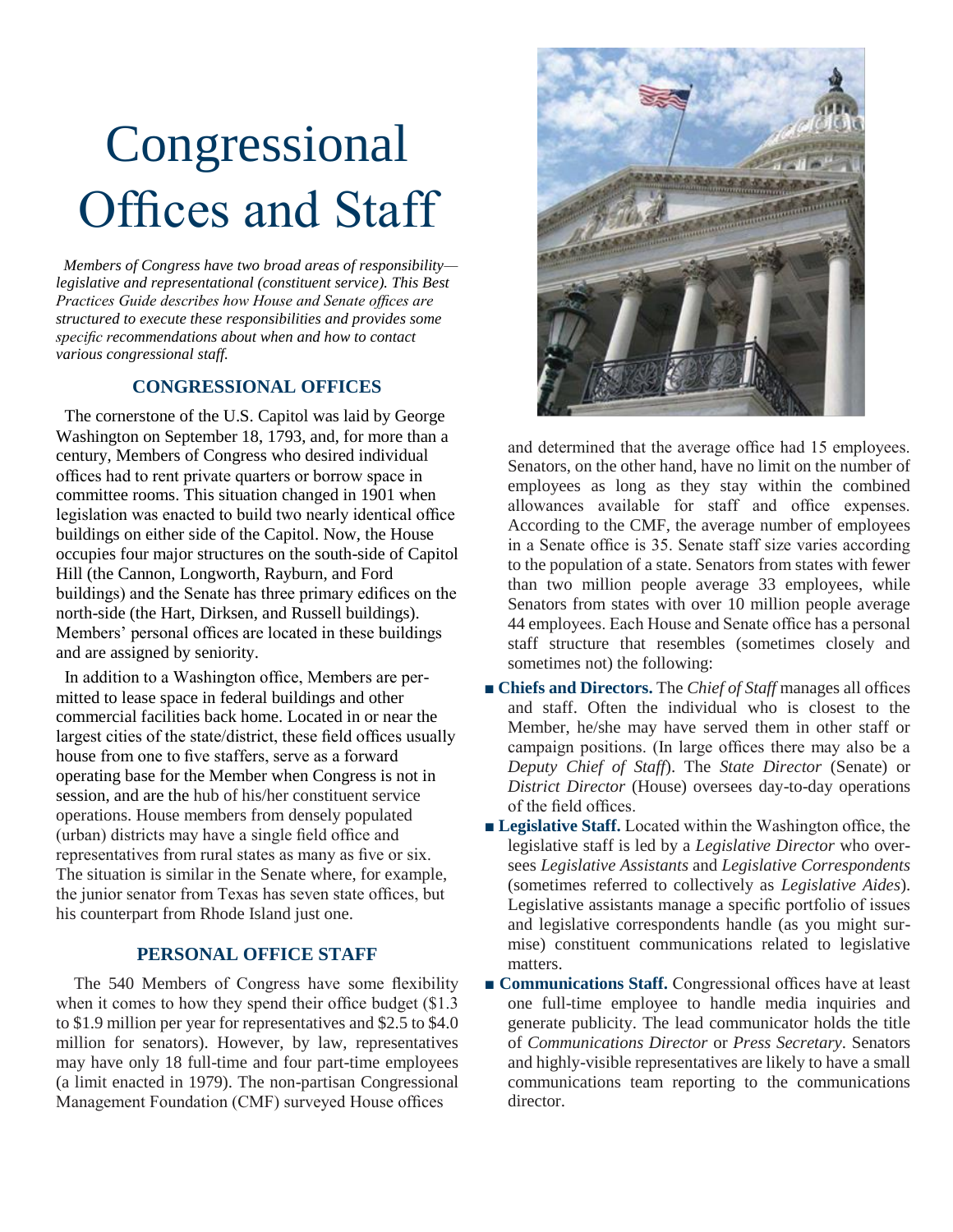# Congressional Offices and Staff

*Members of Congress have two broad areas of responsibility—legislative and representational (constituent service). This Best Practices Guide describes how House and Senate offices are structured to execute these responsibilities and provides some specific recommendations about when and how to contact various congressional staff.*

## CONGRESSIONAL OFFICES

The cornerstone of the U.S. Capitol was laid by George Washington on September 18, 1793, and, for more than a century, Members of Congress who desired individual offices had to rent private quarters or borrow space in committee rooms. This situation changed in 1901 when legislation was enacted to build two nearly identical office buildings on either side of the Capitol. Now, the House occupies four major structures on the south-side of Capitol Hill (the Cannon, Longworth, Rayburn, and Ford buildings) and the Senate has three primary edifices on the north-side (the Hart, Dirksen, and Russell buildings). Members' personal offices are located in these buildings and are assigned by seniority.

In addition to a Washington office, Members are permitted to lease space in federal buildings and other commercial facilities back home. Located in or near the largest cities of the state/district, these field offices usually house from one to five staffers, serve as a forward operating base for the Member when Congress is not in session, and are the hub of his/her constituent service operations. House members from densely populated (urban) districts may have a single field office and representatives from rural states as many as five or six. The situation is similar in the Senate where, for example, the junior senator from Texas has seven state offices, but his counterpart from Rhode Island just one.

## PERSONAL OFFICE STAFF

The 540 Members of Congress have some flexibility when it comes to how they spend their office budget ($1.3 to $1.9 million per year for representatives and $2.5 to $4.0 million for senators). However, by law, representatives may have only 18 full-time and four part-time employees (a limit enacted in 1979). The non-partisan Congressional Management Foundation (CMF) surveyed House offices and determined that the average office had 15 employees. Senators, on the other hand, have no limit on the number of employees as long as they stay within the combined allowances available for staff and office expenses. According to the CMF, the average number of employees in a Senate office is 35. Senate staff size varies according to the population of a state. Senators from states with fewer than two million people average 33 employees, while Senators from states with over 10 million people average 44 employees. Each House and Senate office has a personal staff structure that resembles (sometimes closely and sometimes not) the following:

- **Chiefs and Directors.** The *Chief of Staff* manages all offices and staff. Often the individual who is closest to the Member, he/she may have served them in other staff or campaign positions. (In large offices there may also be a *Deputy Chief of Staff*). The *State Director* (Senate) or *District Director* (House) oversees day-to-day operations of the field offices.
- **Legislative Staff.** Located within the Washington office, the legislative staff is led by a *Legislative Director* who oversees *Legislative Assistants* and *Legislative Correspondents* (sometimes referred to collectively as *Legislative Aides*). Legislative assistants manage a specific portfolio of issues and legislative correspondents handle (as you might surmise) constituent communications related to legislative matters.
- **Communications Staff.** Congressional offices have at least one full-time employee to handle media inquiries and generate publicity. The lead communicator holds the title of *Communications Director* or *Press Secretary*. Senators and highly-visible representatives are likely to have a small communications team reporting to the communications director.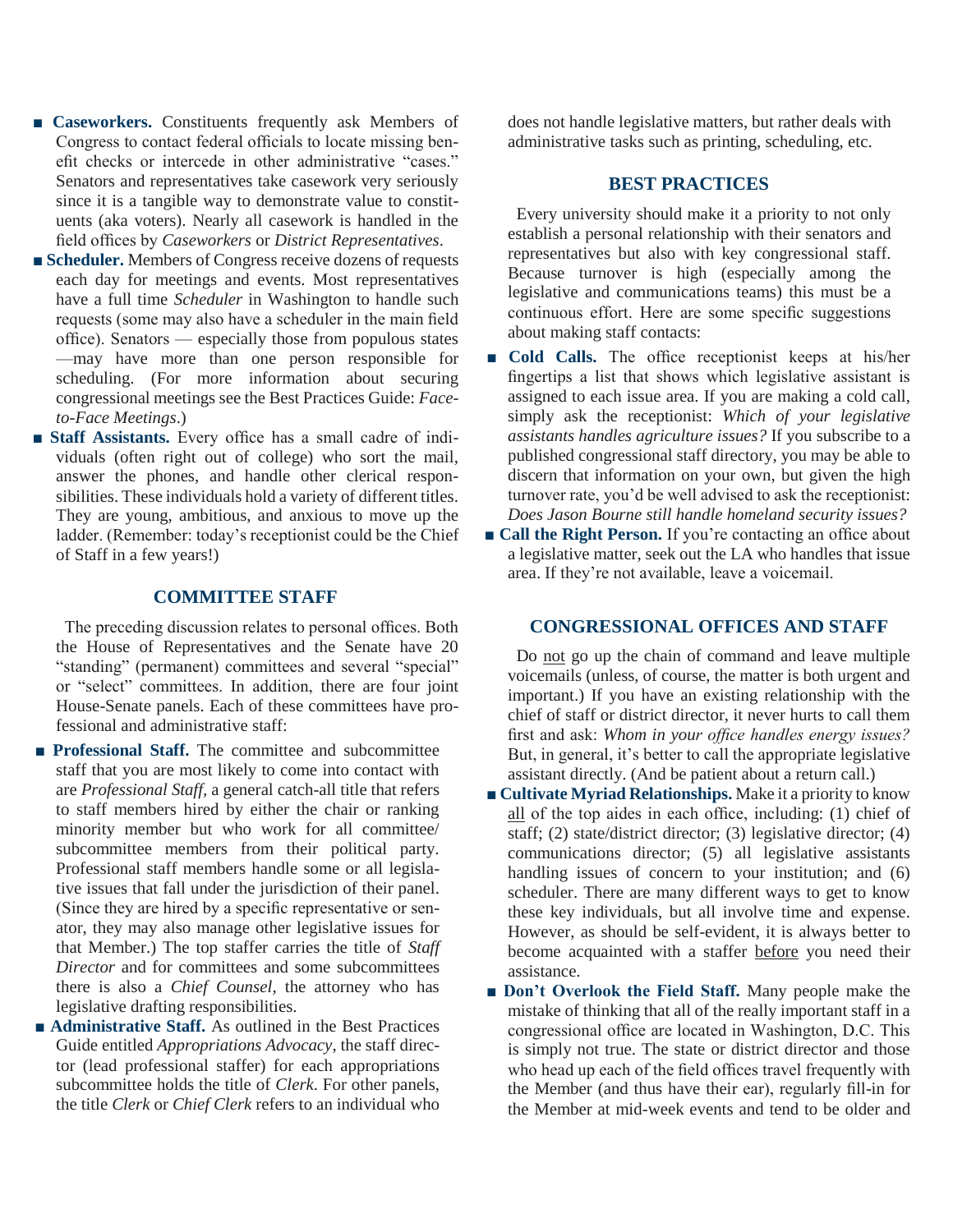- **Caseworkers.** Constituents frequently ask Members of Congress to contact federal officials to locate missing benefit checks or intercede in other administrative "cases." Senators and representatives take casework very seriously since it is a tangible way to demonstrate value to constituents (aka voters). Nearly all casework is handled in the field offices by *Caseworkers* or *District Representatives*.
- **Scheduler.** Members of Congress receive dozens of requests each day for meetings and events. Most representatives have a full time *Scheduler* in Washington to handle such requests (some may also have a scheduler in the main field office). Senators — especially those from populous states —may have more than one person responsible for scheduling. (For more information about securing congressional meetings see the Best Practices Guide: *Face-to-Face Meetings*.)
- **Staff Assistants.** Every office has a small cadre of individuals (often right out of college) who sort the mail, answer the phones, and handle other clerical responsibilities. These individuals hold a variety of different titles. They are young, ambitious, and anxious to move up the ladder. (Remember: today's receptionist could be the Chief of Staff in a few years!)

## COMMITTEE STAFF

The preceding discussion relates to personal offices. Both the House of Representatives and the Senate have 20 "standing" (permanent) committees and several "special" or "select" committees. In addition, there are four joint House-Senate panels. Each of these committees have professional and administrative staff:

- **Professional Staff.** The committee and subcommittee staff that you are most likely to come into contact with are *Professional Staff*, a general catch-all title that refers to staff members hired by either the chair or ranking minority member but who work for all committee/subcommittee members from their political party. Professional staff members handle some or all legislative issues that fall under the jurisdiction of their panel. (Since they are hired by a specific representative or senator, they may also manage other legislative issues for that Member.) The top staffer carries the title of *Staff Director* and for committees and some subcommittees there is also a *Chief Counsel*, the attorney who has legislative drafting responsibilities.
- **Administrative Staff.** As outlined in the Best Practices Guide entitled *Appropriations Advocacy*, the staff director (lead professional staffer) for each appropriations subcommittee holds the title of *Clerk*. For other panels, the title *Clerk* or *Chief Clerk* refers to an individual who does not handle legislative matters, but rather deals with administrative tasks such as printing, scheduling, etc.

## BEST PRACTICES

Every university should make it a priority to not only establish a personal relationship with their senators and representatives but also with key congressional staff. Because turnover is high (especially among the legislative and communications teams) this must be a continuous effort. Here are some specific suggestions about making staff contacts:

- **Cold Calls.** The office receptionist keeps at his/her fingertips a list that shows which legislative assistant is assigned to each issue area. If you are making a cold call, simply ask the receptionist: *Which of your legislative assistants handles agriculture issues?* If you subscribe to a published congressional staff directory, you may be able to discern that information on your own, but given the high turnover rate, you'd be well advised to ask the receptionist: *Does Jason Bourne still handle homeland security issues?*
- **Call the Right Person.** If you're contacting an office about a legislative matter, seek out the LA who handles that issue area. If they're not available, leave a voicemail.

## CONGRESSIONAL OFFICES AND STAFF

Do not go up the chain of command and leave multiple voicemails (unless, of course, the matter is both urgent and important.) If you have an existing relationship with the chief of staff or district director, it never hurts to call them first and ask: *Whom in your office handles energy issues?* But, in general, it's better to call the appropriate legislative assistant directly. (And be patient about a return call.)

- **Cultivate Myriad Relationships.** Make it a priority to know all of the top aides in each office, including: (1) chief of staff; (2) state/district director; (3) legislative director; (4) communications director; (5) all legislative assistants handling issues of concern to your institution; and (6) scheduler. There are many different ways to get to know these key individuals, but all involve time and expense. However, as should be self-evident, it is always better to become acquainted with a staffer before you need their assistance.
- **Don't Overlook the Field Staff.** Many people make the mistake of thinking that all of the really important staff in a congressional office are located in Washington, D.C. This is simply not true. The state or district director and those who head up each of the field offices travel frequently with the Member (and thus have their ear), regularly fill-in for the Member at mid-week events and tend to be older and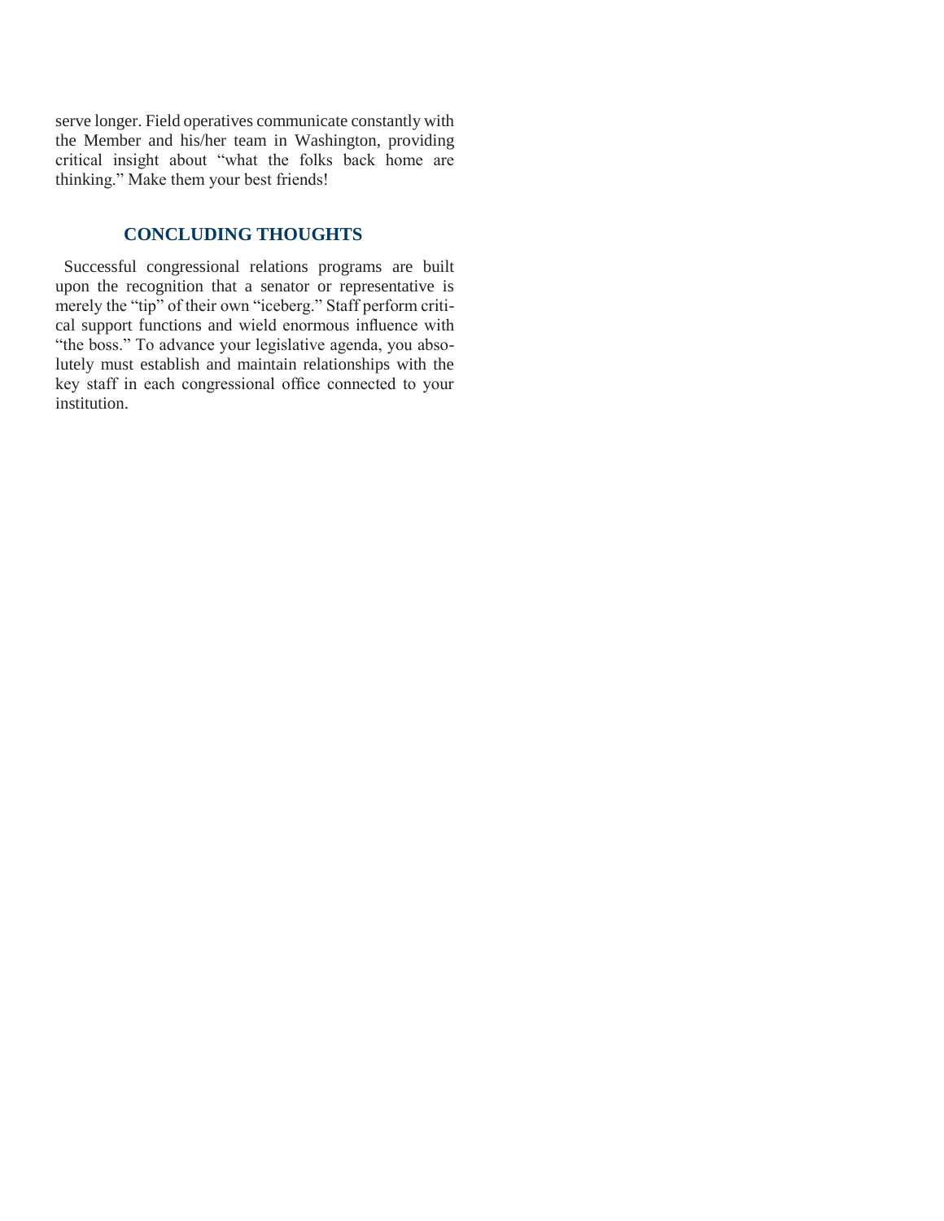serve longer. Field operatives communicate constantly with the Member and his/her team in Washington, providing critical insight about "what the folks back home are thinking." Make them your best friends!

## CONCLUDING THOUGHTS

Successful congressional relations programs are built upon the recognition that a senator or representative is merely the "tip" of their own "iceberg." Staff perform critical support functions and wield enormous influence with "the boss." To advance your legislative agenda, you absolutely must establish and maintain relationships with the key staff in each congressional office connected to your institution.